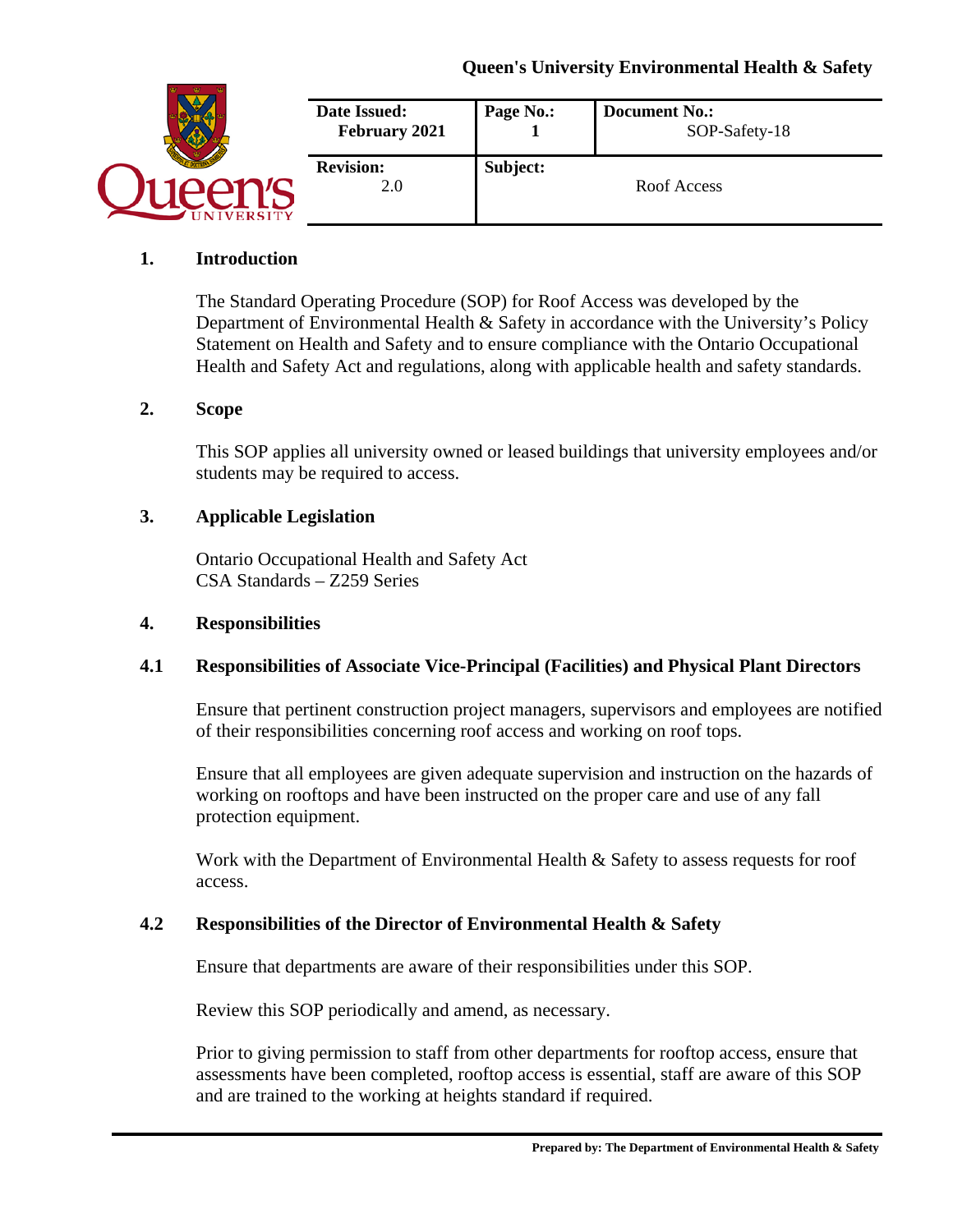**Queen's University Environmental Health & Safety**

| Date Issued: February 2021 | Page No.: 1 | Document No.: SOP-Safety-18 |
| --- | --- | --- |
| **Revision:** 2.0 | **Subject:** | Roof Access |

## 1. Introduction

The Standard Operating Procedure (SOP) for Roof Access was developed by the Department of Environmental Health & Safety in accordance with the University's Policy Statement on Health and Safety and to ensure compliance with the Ontario Occupational Health and Safety Act and regulations, along with applicable health and safety standards.

## 2. Scope

This SOP applies all university owned or leased buildings that university employees and/or students may be required to access.

## 3. Applicable Legislation

Ontario Occupational Health and Safety Act
CSA Standards – Z259 Series

## 4. Responsibilities

### 4.1 Responsibilities of Associate Vice-Principal (Facilities) and Physical Plant Directors

Ensure that pertinent construction project managers, supervisors and employees are notified of their responsibilities concerning roof access and working on roof tops.

Ensure that all employees are given adequate supervision and instruction on the hazards of working on rooftops and have been instructed on the proper care and use of any fall protection equipment.

Work with the Department of Environmental Health & Safety to assess requests for roof access.

### 4.2 Responsibilities of the Director of Environmental Health & Safety

Ensure that departments are aware of their responsibilities under this SOP.

Review this SOP periodically and amend, as necessary.

Prior to giving permission to staff from other departments for rooftop access, ensure that assessments have been completed, rooftop access is essential, staff are aware of this SOP and are trained to the working at heights standard if required.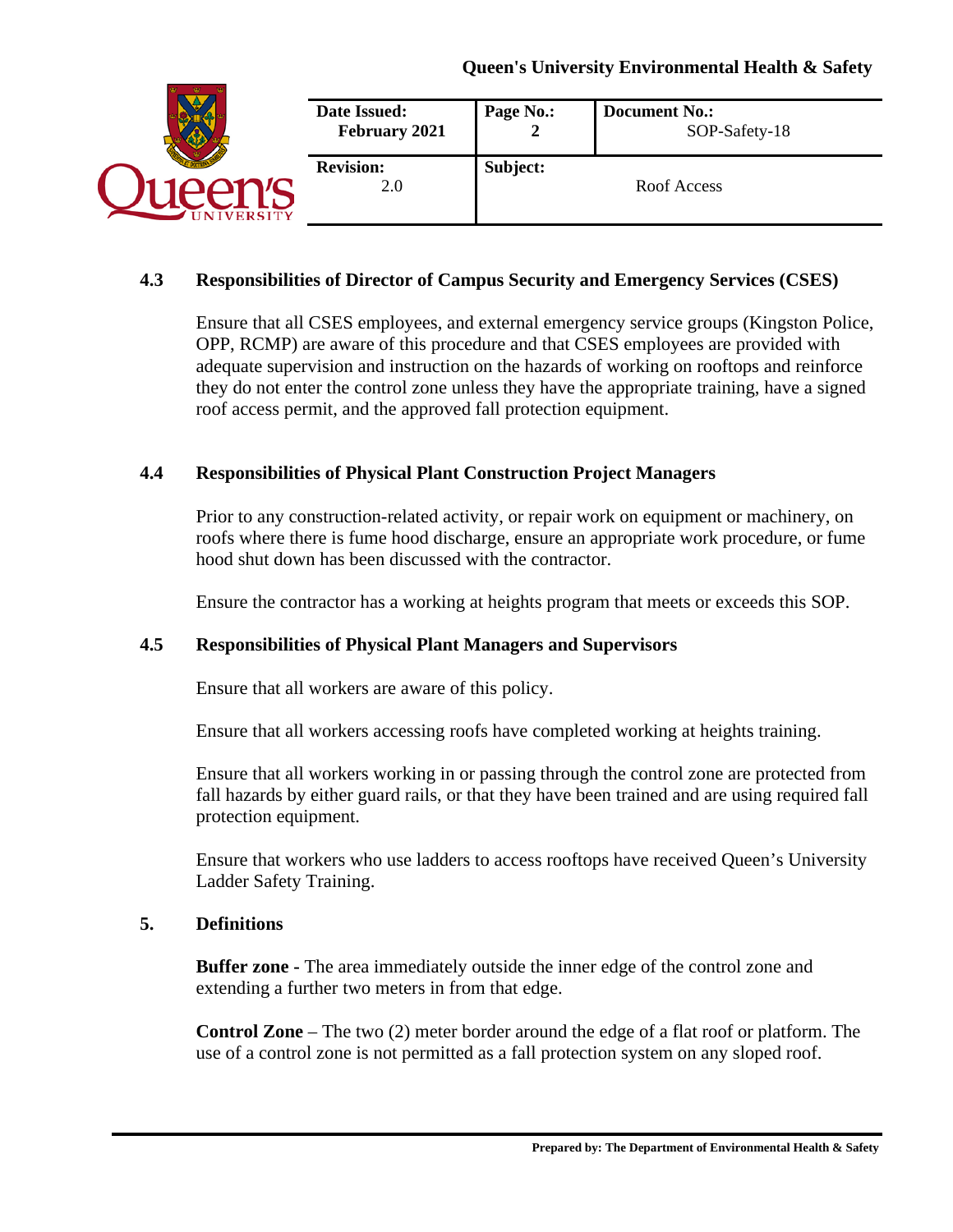### 4.3 Responsibilities of Director of Campus Security and Emergency Services (CSES)

Ensure that all CSES employees, and external emergency service groups (Kingston Police, OPP, RCMP) are aware of this procedure and that CSES employees are provided with adequate supervision and instruction on the hazards of working on rooftops and reinforce they do not enter the control zone unless they have the appropriate training, have a signed roof access permit, and the approved fall protection equipment.

### 4.4 Responsibilities of Physical Plant Construction Project Managers

Prior to any construction-related activity, or repair work on equipment or machinery, on roofs where there is fume hood discharge, ensure an appropriate work procedure, or fume hood shut down has been discussed with the contractor.

Ensure the contractor has a working at heights program that meets or exceeds this SOP.

### 4.5 Responsibilities of Physical Plant Managers and Supervisors

Ensure that all workers are aware of this policy.

Ensure that all workers accessing roofs have completed working at heights training.

Ensure that all workers working in or passing through the control zone are protected from fall hazards by either guard rails, or that they have been trained and are using required fall protection equipment.

Ensure that workers who use ladders to access rooftops have received Queen's University Ladder Safety Training.

## 5. Definitions

**Buffer zone -** The area immediately outside the inner edge of the control zone and extending a further two meters in from that edge.

**Control Zone** – The two (2) meter border around the edge of a flat roof or platform. The use of a control zone is not permitted as a fall protection system on any sloped roof.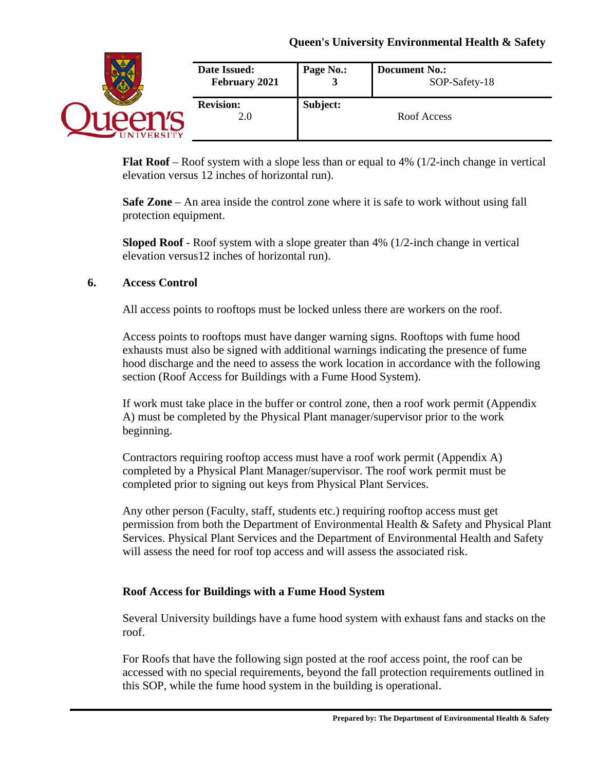**Flat Roof** – Roof system with a slope less than or equal to 4% (1/2-inch change in vertical elevation versus 12 inches of horizontal run).

**Safe Zone** – An area inside the control zone where it is safe to work without using fall protection equipment.

**Sloped Roof** - Roof system with a slope greater than 4% (1/2-inch change in vertical elevation versus12 inches of horizontal run).

## 6. Access Control

All access points to rooftops must be locked unless there are workers on the roof.

Access points to rooftops must have danger warning signs. Rooftops with fume hood exhausts must also be signed with additional warnings indicating the presence of fume hood discharge and the need to assess the work location in accordance with the following section (Roof Access for Buildings with a Fume Hood System).

If work must take place in the buffer or control zone, then a roof work permit (Appendix A) must be completed by the Physical Plant manager/supervisor prior to the work beginning.

Contractors requiring rooftop access must have a roof work permit (Appendix A) completed by a Physical Plant Manager/supervisor. The roof work permit must be completed prior to signing out keys from Physical Plant Services.

Any other person (Faculty, staff, students etc.) requiring rooftop access must get permission from both the Department of Environmental Health & Safety and Physical Plant Services. Physical Plant Services and the Department of Environmental Health and Safety will assess the need for roof top access and will assess the associated risk.

### Roof Access for Buildings with a Fume Hood System

Several University buildings have a fume hood system with exhaust fans and stacks on the roof.

For Roofs that have the following sign posted at the roof access point, the roof can be accessed with no special requirements, beyond the fall protection requirements outlined in this SOP, while the fume hood system in the building is operational.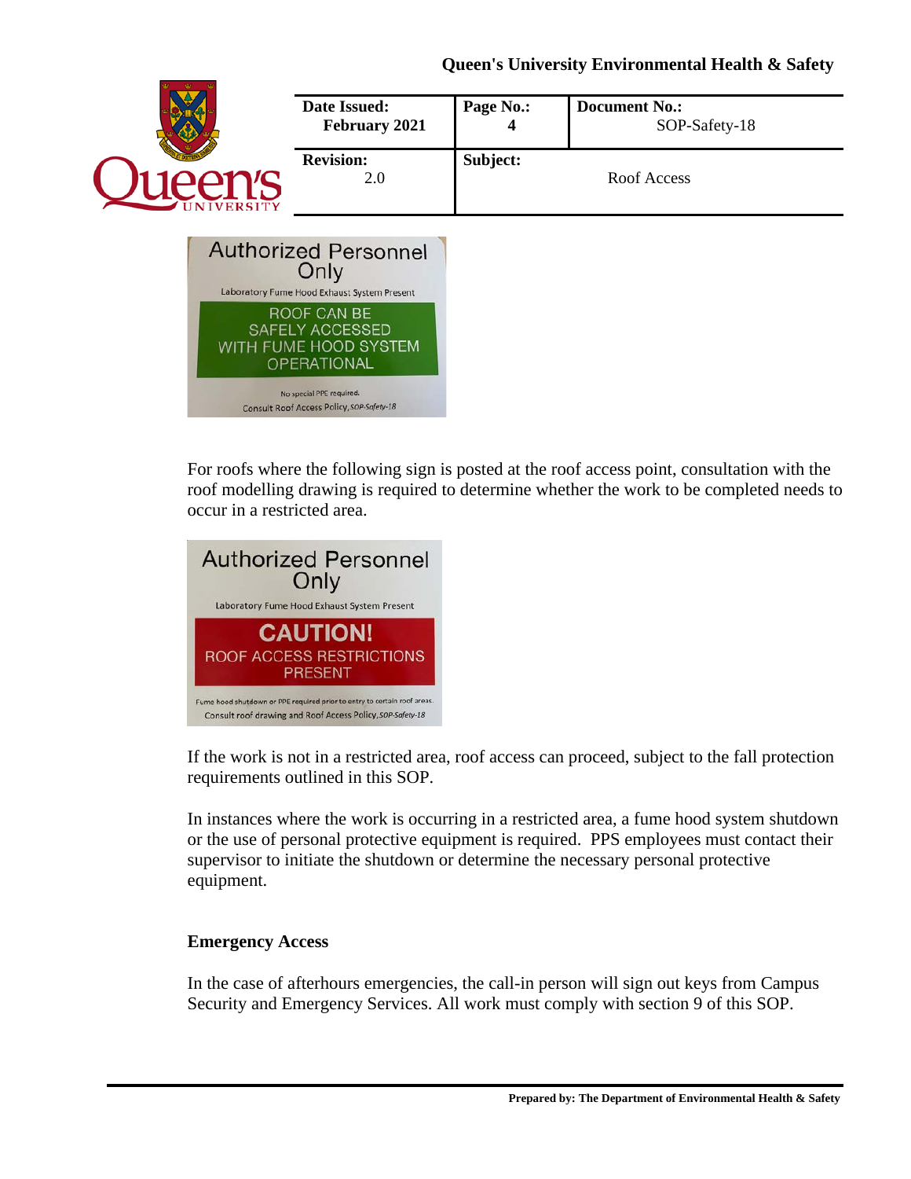Authorized Personnel Only

Laboratory Fume Hood Exhaust System Present

ROOF CAN BE SAFELY ACCESSED WITH FUME HOOD SYSTEM OPERATIONAL

No special PPE required.

Consult Roof Access Policy, SOP-Safety-18

For roofs where the following sign is posted at the roof access point, consultation with the roof modelling drawing is required to determine whether the work to be completed needs to occur in a restricted area.

Authorized Personnel Only

Laboratory Fume Hood Exhaust System Present

CAUTION!

ROOF ACCESS RESTRICTIONS PRESENT

Fume hood shutdown or PPE required prior to entry to certain roof areas.

Consult roof drawing and Roof Access Policy, SOP-Safety-18

If the work is not in a restricted area, roof access can proceed, subject to the fall protection requirements outlined in this SOP.

In instances where the work is occurring in a restricted area, a fume hood system shutdown or the use of personal protective equipment is required. PPS employees must contact their supervisor to initiate the shutdown or determine the necessary personal protective equipment.

**Emergency Access**

In the case of afterhours emergencies, the call-in person will sign out keys from Campus Security and Emergency Services. All work must comply with section 9 of this SOP.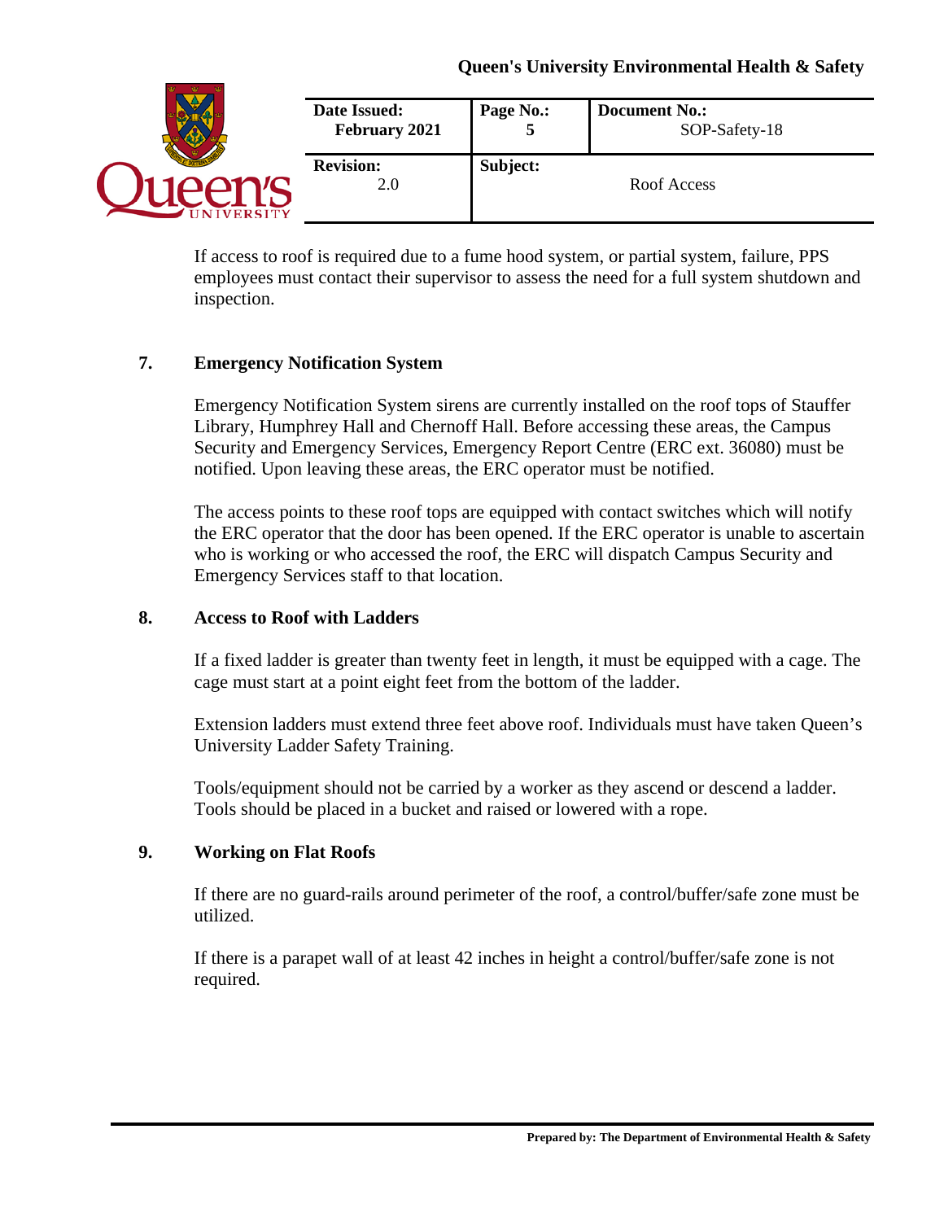If access to roof is required due to a fume hood system, or partial system, failure, PPS employees must contact their supervisor to assess the need for a full system shutdown and inspection.

## 7. Emergency Notification System

Emergency Notification System sirens are currently installed on the roof tops of Stauffer Library, Humphrey Hall and Chernoff Hall. Before accessing these areas, the Campus Security and Emergency Services, Emergency Report Centre (ERC ext. 36080) must be notified. Upon leaving these areas, the ERC operator must be notified.

The access points to these roof tops are equipped with contact switches which will notify the ERC operator that the door has been opened. If the ERC operator is unable to ascertain who is working or who accessed the roof, the ERC will dispatch Campus Security and Emergency Services staff to that location.

## 8. Access to Roof with Ladders

If a fixed ladder is greater than twenty feet in length, it must be equipped with a cage. The cage must start at a point eight feet from the bottom of the ladder.

Extension ladders must extend three feet above roof. Individuals must have taken Queen's University Ladder Safety Training.

Tools/equipment should not be carried by a worker as they ascend or descend a ladder. Tools should be placed in a bucket and raised or lowered with a rope.

## 9. Working on Flat Roofs

If there are no guard-rails around perimeter of the roof, a control/buffer/safe zone must be utilized.

If there is a parapet wall of at least 42 inches in height a control/buffer/safe zone is not required.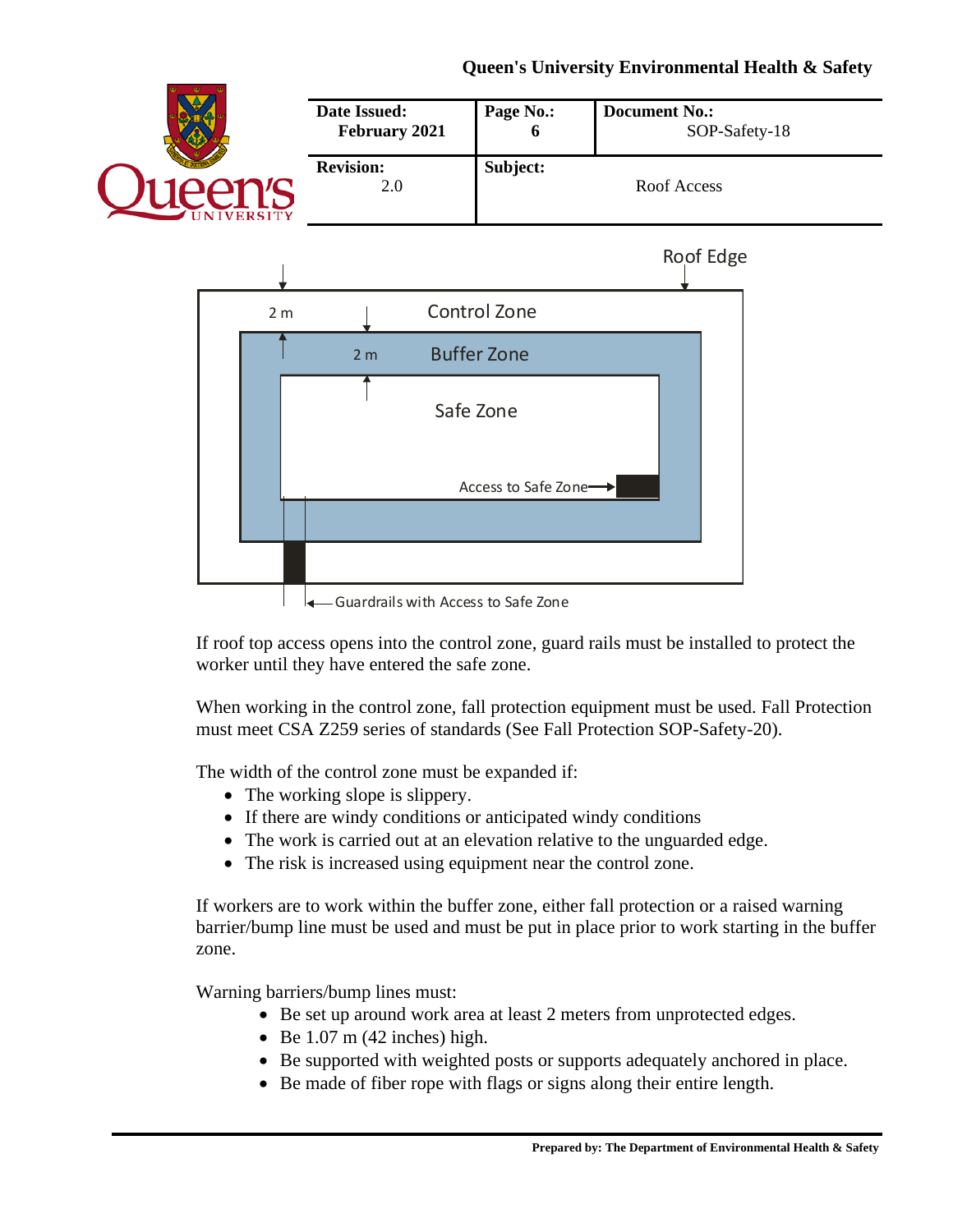Roof Edge

2 m | Control Zone

2 m | Buffer Zone

Safe Zone

Access to Safe Zone

Guardrails with Access to Safe Zone

If roof top access opens into the control zone, guard rails must be installed to protect the worker until they have entered the safe zone.

When working in the control zone, fall protection equipment must be used. Fall Protection must meet CSA Z259 series of standards (See Fall Protection SOP-Safety-20).

The width of the control zone must be expanded if:

- The working slope is slippery.
- If there are windy conditions or anticipated windy conditions
- The work is carried out at an elevation relative to the unguarded edge.
- The risk is increased using equipment near the control zone.

If workers are to work within the buffer zone, either fall protection or a raised warning barrier/bump line must be used and must be put in place prior to work starting in the buffer zone.

Warning barriers/bump lines must:

- Be set up around work area at least 2 meters from unprotected edges.
- Be 1.07 m (42 inches) high.
- Be supported with weighted posts or supports adequately anchored in place.
- Be made of fiber rope with flags or signs along their entire length.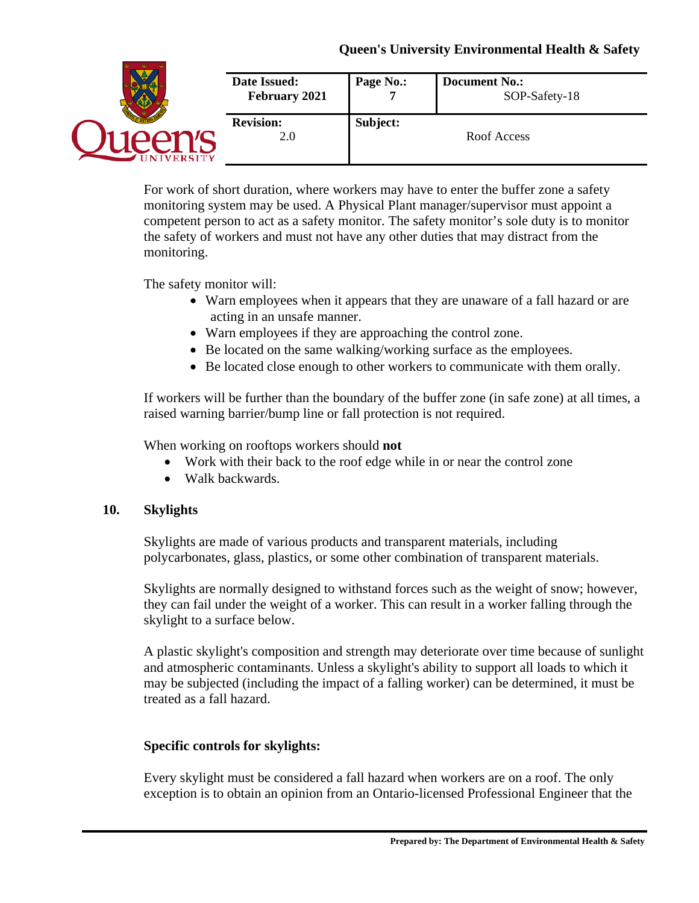For work of short duration, where workers may have to enter the buffer zone a safety monitoring system may be used. A Physical Plant manager/supervisor must appoint a competent person to act as a safety monitor. The safety monitor's sole duty is to monitor the safety of workers and must not have any other duties that may distract from the monitoring.

The safety monitor will:

- Warn employees when it appears that they are unaware of a fall hazard or are acting in an unsafe manner.
- Warn employees if they are approaching the control zone.
- Be located on the same walking/working surface as the employees.
- Be located close enough to other workers to communicate with them orally.

If workers will be further than the boundary of the buffer zone (in safe zone) at all times, a raised warning barrier/bump line or fall protection is not required.

When working on rooftops workers should **not**

- Work with their back to the roof edge while in or near the control zone
- Walk backwards.

## 10. Skylights

Skylights are made of various products and transparent materials, including polycarbonates, glass, plastics, or some other combination of transparent materials.

Skylights are normally designed to withstand forces such as the weight of snow; however, they can fail under the weight of a worker. This can result in a worker falling through the skylight to a surface below.

A plastic skylight's composition and strength may deteriorate over time because of sunlight and atmospheric contaminants. Unless a skylight's ability to support all loads to which it may be subjected (including the impact of a falling worker) can be determined, it must be treated as a fall hazard.

**Specific controls for skylights:**

Every skylight must be considered a fall hazard when workers are on a roof. The only exception is to obtain an opinion from an Ontario-licensed Professional Engineer that the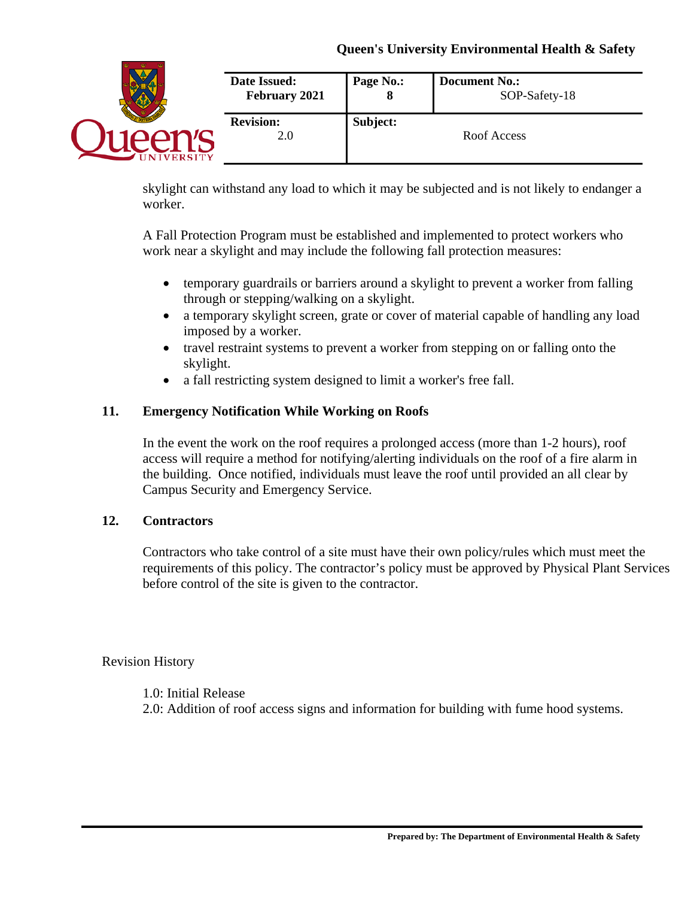skylight can withstand any load to which it may be subjected and is not likely to endanger a worker.

A Fall Protection Program must be established and implemented to protect workers who work near a skylight and may include the following fall protection measures:

- temporary guardrails or barriers around a skylight to prevent a worker from falling through or stepping/walking on a skylight.
- a temporary skylight screen, grate or cover of material capable of handling any load imposed by a worker.
- travel restraint systems to prevent a worker from stepping on or falling onto the skylight.
- a fall restricting system designed to limit a worker's free fall.

## 11. Emergency Notification While Working on Roofs

In the event the work on the roof requires a prolonged access (more than 1-2 hours), roof access will require a method for notifying/alerting individuals on the roof of a fire alarm in the building. Once notified, individuals must leave the roof until provided an all clear by Campus Security and Emergency Service.

## 12. Contractors

Contractors who take control of a site must have their own policy/rules which must meet the requirements of this policy. The contractor's policy must be approved by Physical Plant Services before control of the site is given to the contractor.

Revision History

1.0: Initial Release
2.0: Addition of roof access signs and information for building with fume hood systems.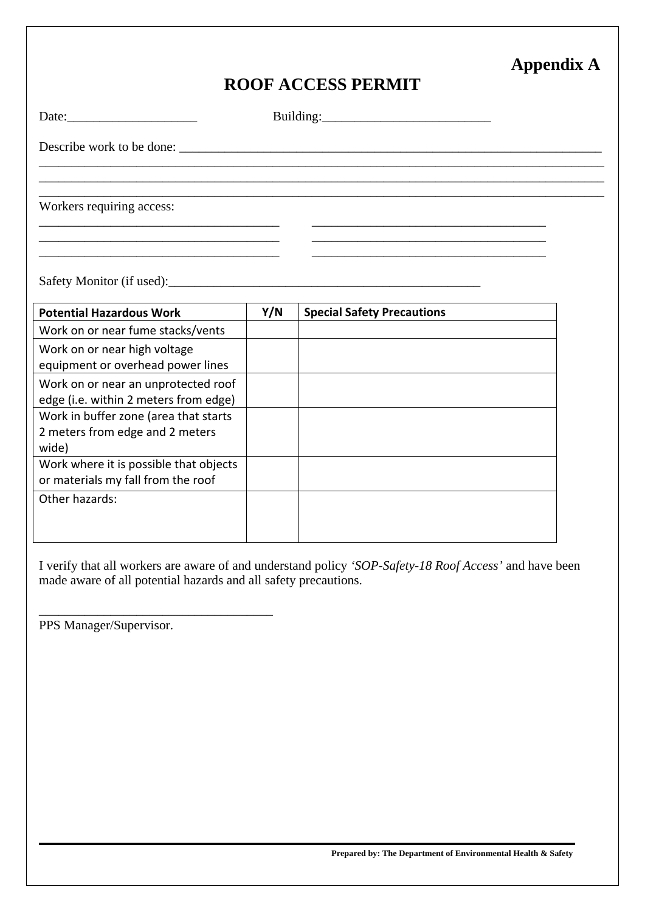**Appendix A**

# ROOF ACCESS PERMIT

Date:____________________ Building:__________________________

Describe work to be done: ____________________________________________________________________
_____________________________________________________________________________________________
_____________________________________________________________________________________________
_____________________________________________________________________________________________

Workers requiring access:

_____________________________________ _____________________________________
_____________________________________ _____________________________________
_____________________________________ _____________________________________

Safety Monitor (if used):_________________________________________________

| Potential Hazardous Work | Y/N | Special Safety Precautions |
|---|---|---|
| Work on or near fume stacks/vents | | |
| Work on or near high voltage equipment or overhead power lines | | |
| Work on or near an unprotected roof edge (i.e. within 2 meters from edge) | | |
| Work in buffer zone (area that starts 2 meters from edge and 2 meters wide) | | |
| Work where it is possible that objects or materials my fall from the roof | | |
| Other hazards: | | |

I verify that all workers are aware of and understand policy *'SOP-Safety-18 Roof Access'* and have been made aware of all potential hazards and all safety precautions.

____________________________________
PPS Manager/Supervisor.

**Prepared by: The Department of Environmental Health & Safety**